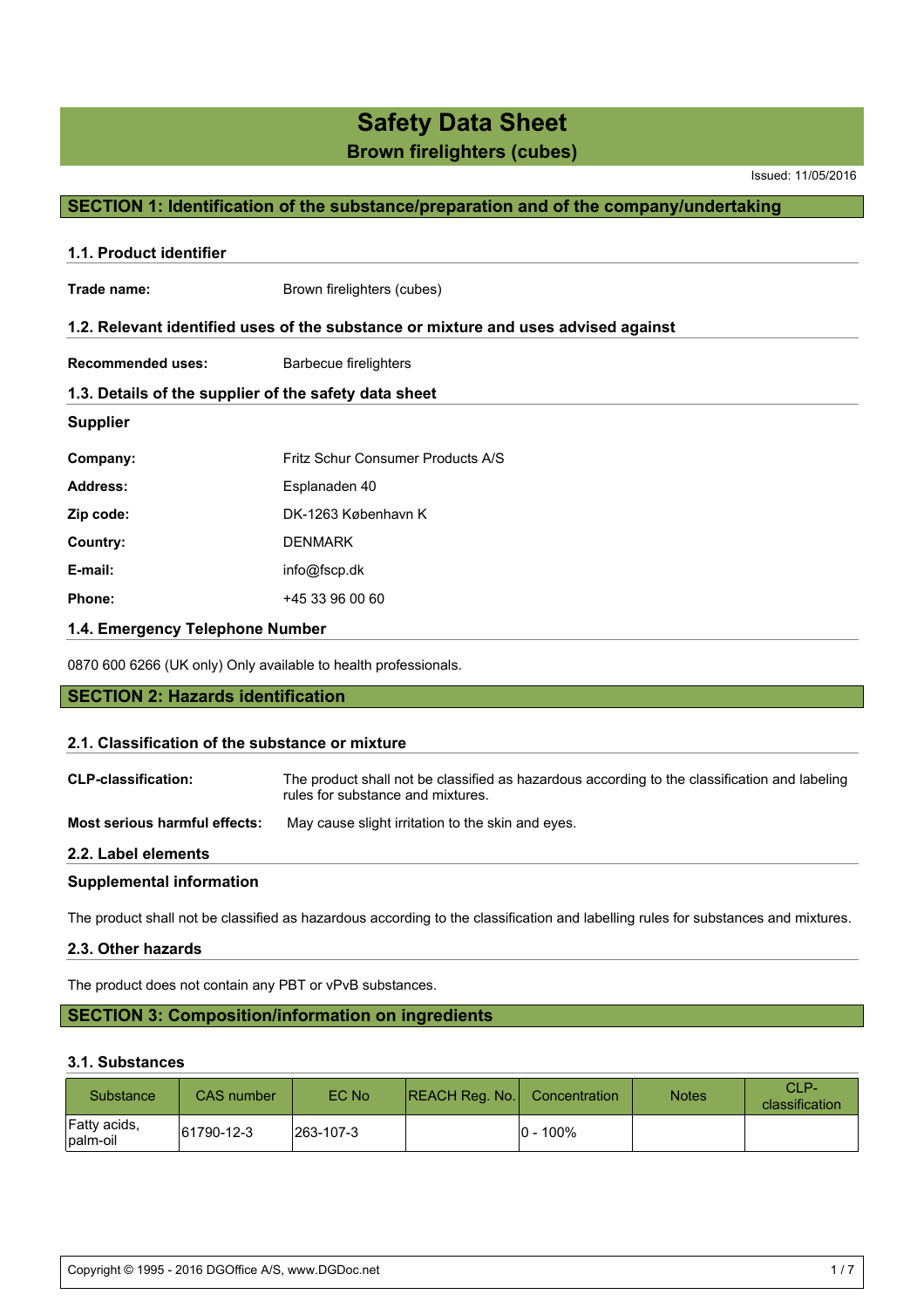# Safety Data Sheet

## Brown firelighters (cubes)

Issued: 11/05/2016

## SECTION 1: Identification of the substance/preparation and of the company/undertaking

### 1.1. Product identifier

**Trade name:** Brown firelighters (cubes)

### 1.2. Relevant identified uses of the substance or mixture and uses advised against

**Recommended uses:** Barbecue firelighters

### 1.3. Details of the supplier of the safety data sheet

**Supplier**

**Company:** Fritz Schur Consumer Products A/S

**Address:** Esplanaden 40

**Zip code:** DK-1263 København K

**Country:** DENMARK

**E-mail:** info@fscp.dk

**Phone:** +45 33 96 00 60

### 1.4. Emergency Telephone Number

0870 600 6266 (UK only) Only available to health professionals.

## SECTION 2: Hazards identification

### 2.1. Classification of the substance or mixture

**CLP-classification:** The product shall not be classified as hazardous according to the classification and labeling rules for substance and mixtures.

**Most serious harmful effects:** May cause slight irritation to the skin and eyes.

### 2.2. Label elements

**Supplemental information**

The product shall not be classified as hazardous according to the classification and labelling rules for substances and mixtures.

### 2.3. Other hazards

The product does not contain any PBT or vPvB substances.

## SECTION 3: Composition/information on ingredients

### 3.1. Substances

| Substance | CAS number | EC No | REACH Reg. No. | Concentration | Notes | CLP-classification |
|---|---|---|---|---|---|---|
| Fatty acids, palm-oil | 61790-12-3 | 263-107-3 | | 0 - 100% | | |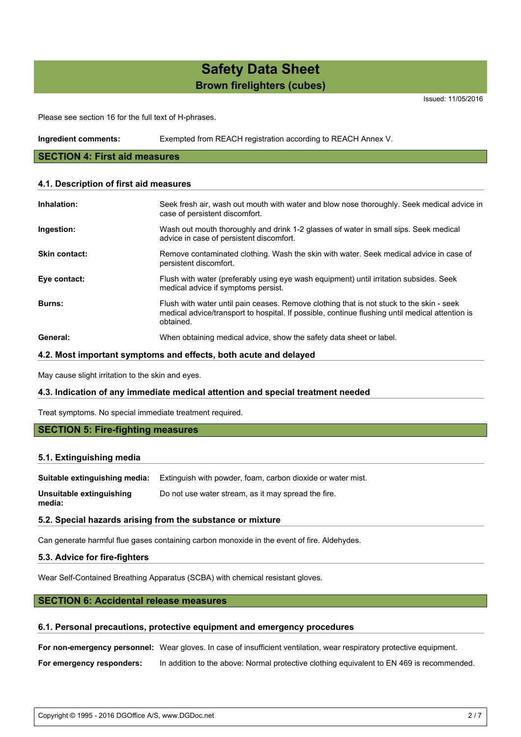Please see section 16 for the full text of H-phrases.

**Ingredient comments:** Exempted from REACH registration according to REACH Annex V.

## SECTION 4: First aid measures

### 4.1. Description of first aid measures

**Inhalation:** Seek fresh air, wash out mouth with water and blow nose thoroughly. Seek medical advice in case of persistent discomfort.

**Ingestion:** Wash out mouth thoroughly and drink 1-2 glasses of water in small sips. Seek medical advice in case of persistent discomfort.

**Skin contact:** Remove contaminated clothing. Wash the skin with water. Seek medical advice in case of persistent discomfort.

**Eye contact:** Flush with water (preferably using eye wash equipment) until irritation subsides. Seek medical advice if symptoms persist.

**Burns:** Flush with water until pain ceases. Remove clothing that is not stuck to the skin - seek medical advice/transport to hospital. If possible, continue flushing until medical attention is obtained.

**General:** When obtaining medical advice, show the safety data sheet or label.

### 4.2. Most important symptoms and effects, both acute and delayed

May cause slight irritation to the skin and eyes.

### 4.3. Indication of any immediate medical attention and special treatment needed

Treat symptoms. No special immediate treatment required.

## SECTION 5: Fire-fighting measures

### 5.1. Extinguishing media

**Suitable extinguishing media:** Extinguish with powder, foam, carbon dioxide or water mist.

**Unsuitable extinguishing media:** Do not use water stream, as it may spread the fire.

### 5.2. Special hazards arising from the substance or mixture

Can generate harmful flue gases containing carbon monoxide in the event of fire. Aldehydes.

### 5.3. Advice for fire-fighters

Wear Self-Contained Breathing Apparatus (SCBA) with chemical resistant gloves.

## SECTION 6: Accidental release measures

### 6.1. Personal precautions, protective equipment and emergency procedures

**For non-emergency personnel:** Wear gloves. In case of insufficient ventilation, wear respiratory protective equipment.

**For emergency responders:** In addition to the above: Normal protective clothing equivalent to EN 469 is recommended.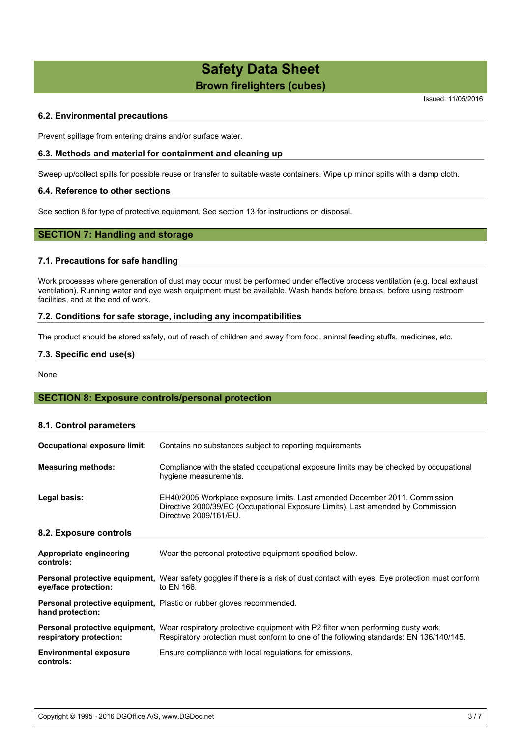### 6.2. Environmental precautions

Prevent spillage from entering drains and/or surface water.

### 6.3. Methods and material for containment and cleaning up

Sweep up/collect spills for possible reuse or transfer to suitable waste containers. Wipe up minor spills with a damp cloth.

### 6.4. Reference to other sections

See section 8 for type of protective equipment. See section 13 for instructions on disposal.

## SECTION 7: Handling and storage

### 7.1. Precautions for safe handling

Work processes where generation of dust may occur must be performed under effective process ventilation (e.g. local exhaust ventilation). Running water and eye wash equipment must be available. Wash hands before breaks, before using restroom facilities, and at the end of work.

### 7.2. Conditions for safe storage, including any incompatibilities

The product should be stored safely, out of reach of children and away from food, animal feeding stuffs, medicines, etc.

### 7.3. Specific end use(s)

None.

## SECTION 8: Exposure controls/personal protection

### 8.1. Control parameters

**Occupational exposure limit:** Contains no substances subject to reporting requirements

**Measuring methods:** Compliance with the stated occupational exposure limits may be checked by occupational hygiene measurements.

**Legal basis:** EH40/2005 Workplace exposure limits. Last amended December 2011. Commission Directive 2000/39/EC (Occupational Exposure Limits). Last amended by Commission Directive 2009/161/EU.

### 8.2. Exposure controls

**Appropriate engineering controls:** Wear the personal protective equipment specified below.

**Personal protective equipment, eye/face protection:** Wear safety goggles if there is a risk of dust contact with eyes. Eye protection must conform to EN 166.

**Personal protective equipment, hand protection:** Plastic or rubber gloves recommended.

**Personal protective equipment, respiratory protection:** Wear respiratory protective equipment with P2 filter when performing dusty work. Respiratory protection must conform to one of the following standards: EN 136/140/145.

**Environmental exposure controls:** Ensure compliance with local regulations for emissions.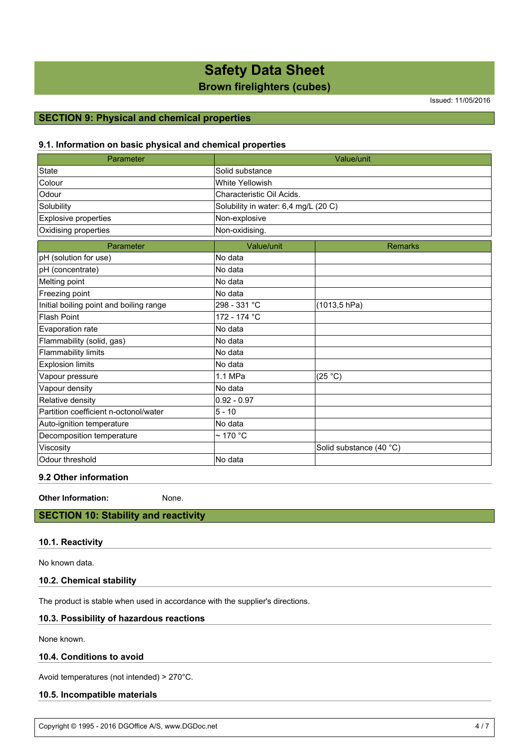## SECTION 9: Physical and chemical properties

### 9.1. Information on basic physical and chemical properties

| Parameter | Value/unit |
|---|---|
| State | Solid substance |
| Colour | White Yellowish |
| Odour | Characteristic Oil Acids. |
| Solubility | Solubility in water: 6,4 mg/L (20 C) |
| Explosive properties | Non-explosive |
| Oxidising properties | Non-oxidising. |

| Parameter | Value/unit | Remarks |
|---|---|---|
| pH (solution for use) | No data | |
| pH (concentrate) | No data | |
| Melting point | No data | |
| Freezing point | No data | |
| Initial boiling point and boiling range | 298 - 331 °C | (1013,5 hPa) |
| Flash Point | 172 - 174 °C | |
| Evaporation rate | No data | |
| Flammability (solid, gas) | No data | |
| Flammability limits | No data | |
| Explosion limits | No data | |
| Vapour pressure | 1.1 MPa | (25 °C) |
| Vapour density | No data | |
| Relative density | 0.92 - 0.97 | |
| Partition coefficient n-octonol/water | 5 - 10 | |
| Auto-ignition temperature | No data | |
| Decomposition temperature | ~ 170 °C | |
| Viscosity | | Solid substance (40 °C) |
| Odour threshold | No data | |

### 9.2 Other information

**Other Information:** None.

## SECTION 10: Stability and reactivity

### 10.1. Reactivity

No known data.

### 10.2. Chemical stability

The product is stable when used in accordance with the supplier's directions.

### 10.3. Possibility of hazardous reactions

None known.

### 10.4. Conditions to avoid

Avoid temperatures (not intended) > 270°C.

### 10.5. Incompatible materials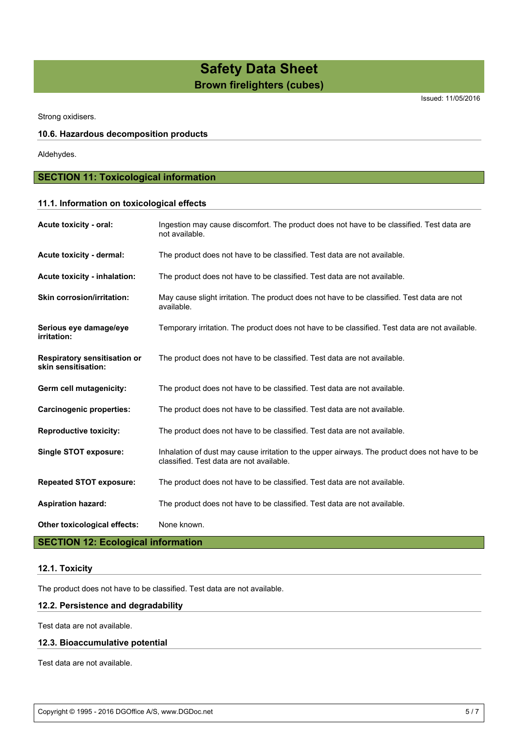Strong oxidisers.

### 10.6. Hazardous decomposition products

Aldehydes.

## SECTION 11: Toxicological information

### 11.1. Information on toxicological effects

| | |
|---|---|
| **Acute toxicity - oral:** | Ingestion may cause discomfort. The product does not have to be classified. Test data are not available. |
| **Acute toxicity - dermal:** | The product does not have to be classified. Test data are not available. |
| **Acute toxicity - inhalation:** | The product does not have to be classified. Test data are not available. |
| **Skin corrosion/irritation:** | May cause slight irritation. The product does not have to be classified. Test data are not available. |
| **Serious eye damage/eye irritation:** | Temporary irritation. The product does not have to be classified. Test data are not available. |
| **Respiratory sensitisation or skin sensitisation:** | The product does not have to be classified. Test data are not available. |
| **Germ cell mutagenicity:** | The product does not have to be classified. Test data are not available. |
| **Carcinogenic properties:** | The product does not have to be classified. Test data are not available. |
| **Reproductive toxicity:** | The product does not have to be classified. Test data are not available. |
| **Single STOT exposure:** | Inhalation of dust may cause irritation to the upper airways. The product does not have to be classified. Test data are not available. |
| **Repeated STOT exposure:** | The product does not have to be classified. Test data are not available. |
| **Aspiration hazard:** | The product does not have to be classified. Test data are not available. |
| **Other toxicological effects:** | None known. |

## SECTION 12: Ecological information

### 12.1. Toxicity

The product does not have to be classified. Test data are not available.

### 12.2. Persistence and degradability

Test data are not available.

### 12.3. Bioaccumulative potential

Test data are not available.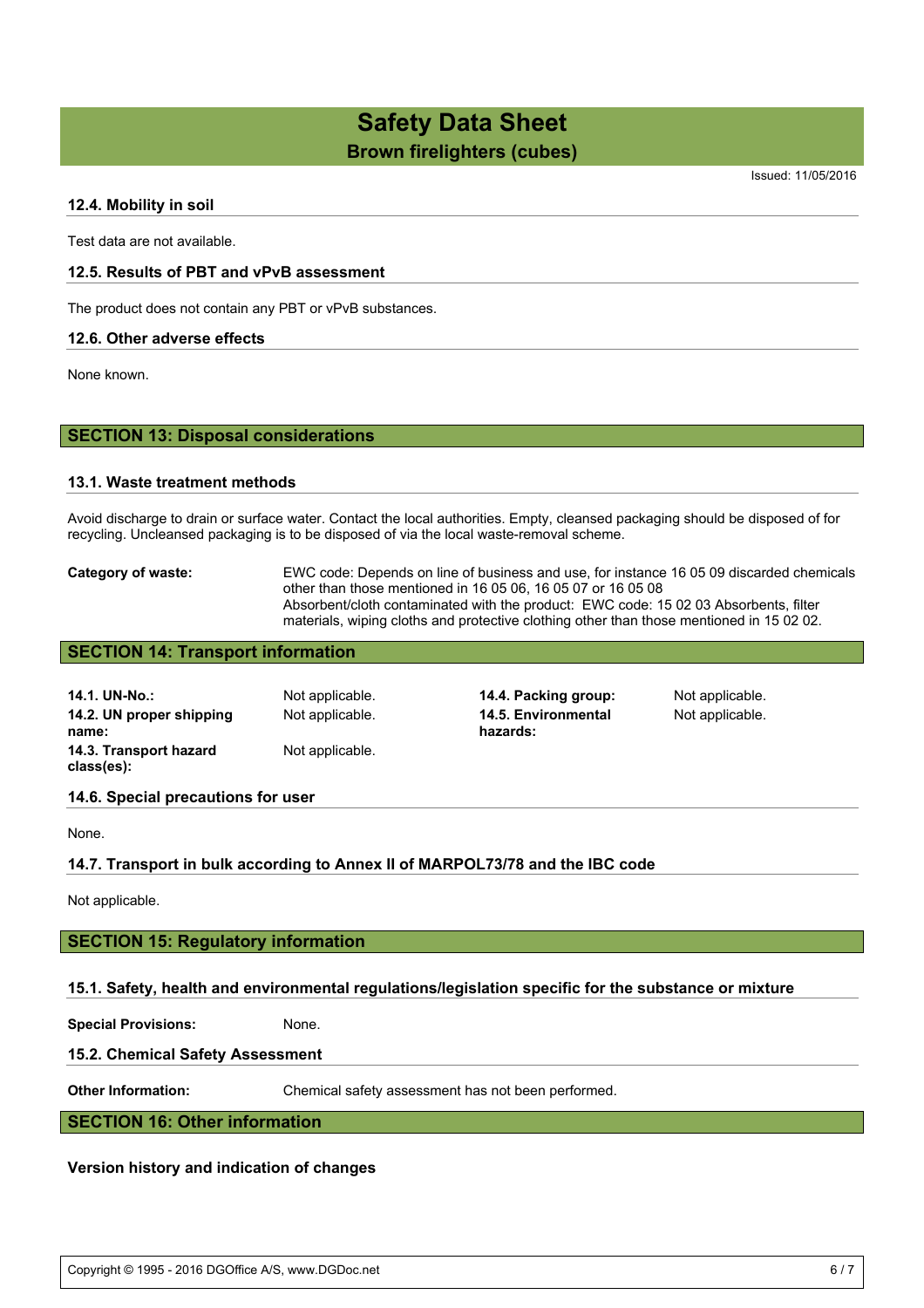### 12.4. Mobility in soil

Test data are not available.

### 12.5. Results of PBT and vPvB assessment

The product does not contain any PBT or vPvB substances.

### 12.6. Other adverse effects

None known.

## SECTION 13: Disposal considerations

### 13.1. Waste treatment methods

Avoid discharge to drain or surface water. Contact the local authorities. Empty, cleansed packaging should be disposed of for recycling. Uncleansed packaging is to be disposed of via the local waste-removal scheme.

**Category of waste:** EWC code: Depends on line of business and use, for instance 16 05 09 discarded chemicals other than those mentioned in 16 05 06, 16 05 07 or 16 05 08
Absorbent/cloth contaminated with the product: EWC code: 15 02 03 Absorbents, filter materials, wiping cloths and protective clothing other than those mentioned in 15 02 02.

## SECTION 14: Transport information

| | | | |
|---|---|---|---|
| **14.1. UN-No.:** | Not applicable. | **14.4. Packing group:** | Not applicable. |
| **14.2. UN proper shipping name:** | Not applicable. | **14.5. Environmental hazards:** | Not applicable. |
| **14.3. Transport hazard class(es):** | Not applicable. | | |

### 14.6. Special precautions for user

None.

### 14.7. Transport in bulk according to Annex II of MARPOL73/78 and the IBC code

Not applicable.

## SECTION 15: Regulatory information

### 15.1. Safety, health and environmental regulations/legislation specific for the substance or mixture

**Special Provisions:** None.

### 15.2. Chemical Safety Assessment

**Other Information:** Chemical safety assessment has not been performed.

## SECTION 16: Other information

**Version history and indication of changes**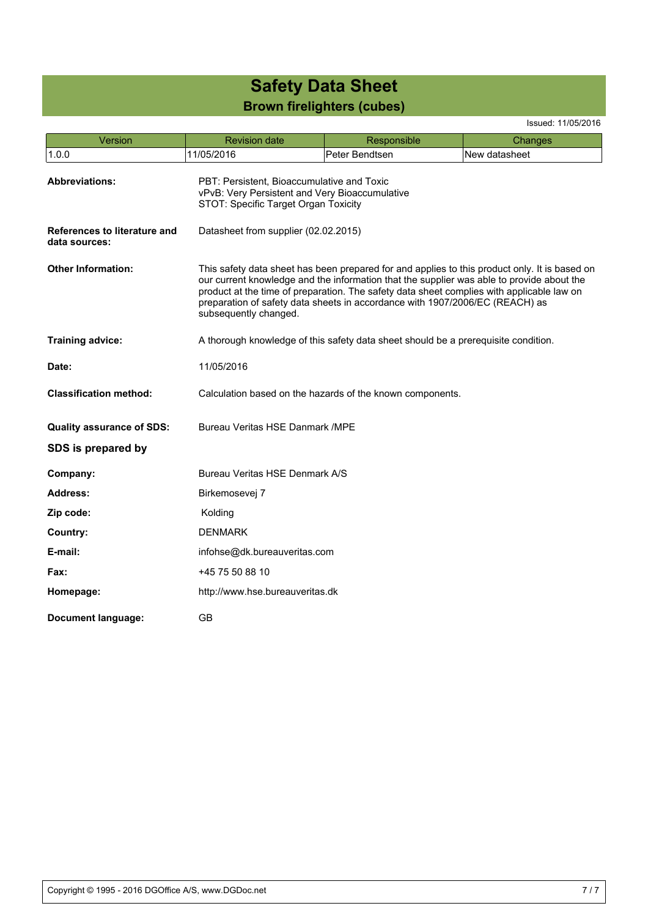# Safety Data Sheet

## Brown firelighters (cubes)

Issued: 11/05/2016

| Version | Revision date | Responsible | Changes |
|---|---|---|---|
| 1.0.0 | 11/05/2016 | Peter Bendtsen | New datasheet |

**Abbreviations:** PBT: Persistent, Bioaccumulative and Toxic
vPvB: Very Persistent and Very Bioaccumulative
STOT: Specific Target Organ Toxicity

**References to literature and data sources:** Datasheet from supplier (02.02.2015)

**Other Information:** This safety data sheet has been prepared for and applies to this product only. It is based on our current knowledge and the information that the supplier was able to provide about the product at the time of preparation. The safety data sheet complies with applicable law on preparation of safety data sheets in accordance with 1907/2006/EC (REACH) as subsequently changed.

**Training advice:** A thorough knowledge of this safety data sheet should be a prerequisite condition.

**Date:** 11/05/2016

**Classification method:** Calculation based on the hazards of the known components.

**Quality assurance of SDS:** Bureau Veritas HSE Danmark /MPE

### SDS is prepared by

**Company:** Bureau Veritas HSE Denmark A/S

**Address:** Birkemosevej 7

**Zip code:** Kolding

**Country:** DENMARK

**E-mail:** infohse@dk.bureauveritas.com

**Fax:** +45 75 50 88 10

**Homepage:** http://www.hse.bureauveritas.dk

**Document language:** GB

Copyright © 1995 - 2016 DGOffice A/S, www.DGDoc.net